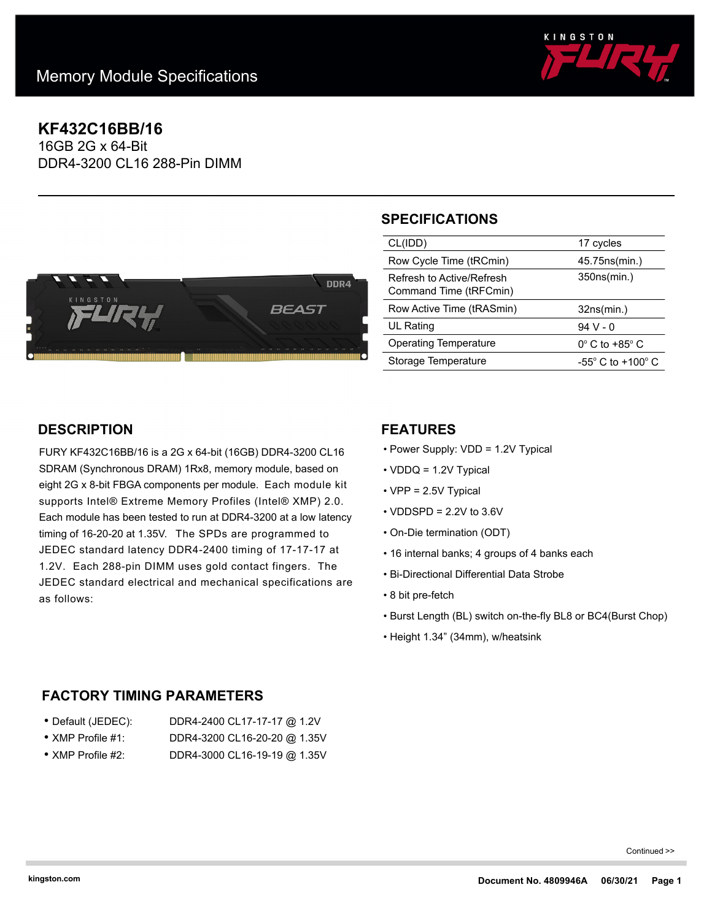Memory Module Specifications

# KF432C16BB/16

16GB 2G x 64-Bit
DDR4-3200 CL16 288-Pin DIMM

## SPECIFICATIONS

| | |
|---|---|
| CL(IDD) | 17 cycles |
| Row Cycle Time (tRCmin) | 45.75ns(min.) |
| Refresh to Active/Refresh Command Time (tRFCmin) | 350ns(min.) |
| Row Active Time (tRASmin) | 32ns(min.) |
| UL Rating | 94 V - 0 |
| Operating Temperature | 0° C to +85° C |
| Storage Temperature | -55° C to +100° C |

## DESCRIPTION

FURY KF432C16BB/16 is a 2G x 64-bit (16GB) DDR4-3200 CL16 SDRAM (Synchronous DRAM) 1Rx8, memory module, based on eight 2G x 8-bit FBGA components per module. Each module kit supports Intel® Extreme Memory Profiles (Intel® XMP) 2.0. Each module has been tested to run at DDR4-3200 at a low latency timing of 16-20-20 at 1.35V. The SPDs are programmed to JEDEC standard latency DDR4-2400 timing of 17-17-17 at 1.2V. Each 288-pin DIMM uses gold contact fingers. The JEDEC standard electrical and mechanical specifications are as follows:

## FEATURES

- Power Supply: VDD = 1.2V Typical
- VDDQ = 1.2V Typical
- VPP = 2.5V Typical
- VDDSPD = 2.2V to 3.6V
- On-Die termination (ODT)
- 16 internal banks; 4 groups of 4 banks each
- Bi-Directional Differential Data Strobe
- 8 bit pre-fetch
- Burst Length (BL) switch on-the-fly BL8 or BC4(Burst Chop)
- Height 1.34" (34mm), w/heatsink

## FACTORY TIMING PARAMETERS

- Default (JEDEC): DDR4-2400 CL17-17-17 @ 1.2V
- XMP Profile #1: DDR4-3200 CL16-20-20 @ 1.35V
- XMP Profile #2: DDR4-3000 CL16-19-19 @ 1.35V

Continued >>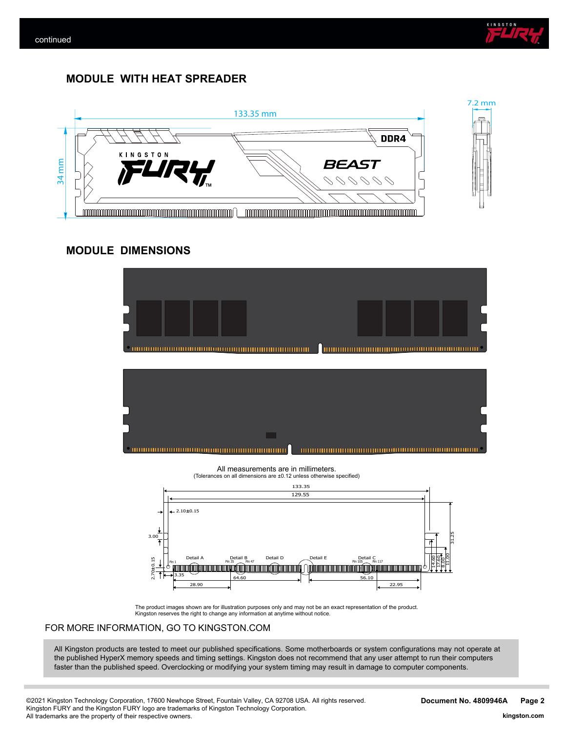## MODULE WITH HEAT SPREADER

133.35 mm

34 mm

7.2 mm

## MODULE DIMENSIONS

All measurements are in millimeters.
(Tolerances on all dimensions are ±0.12 unless otherwise specified)

133.35
129.55
2.10±0.15
3.00
2.70±0.15
31.25
14.60
17.60
9.50
11.00
Detail A
Detail B
Detail D
Detail E
Detail C
Pin 1
Pin 35
Pin 47
Pin 105
Pin 117
3.35
28.90
64.60
56.10
22.95

The product images shown are for illustration purposes only and may not be an exact representation of the product.
Kingston reserves the right to change any information at anytime without notice.

FOR MORE INFORMATION, GO TO KINGSTON.COM

All Kingston products are tested to meet our published specifications. Some motherboards or system configurations may not operate at the published HyperX memory speeds and timing settings. Kingston does not recommend that any user attempt to run their computers faster than the published speed. Overclocking or modifying your system timing may result in damage to computer components.

©2021 Kingston Technology Corporation, 17600 Newhope Street, Fountain Valley, CA 92708 USA. All rights reserved.
Kingston FURY and the Kingston FURY logo are trademarks of Kingston Technology Corporation.
All trademarks are the property of their respective owners.

**Document No. 4809946A**

kingston.com